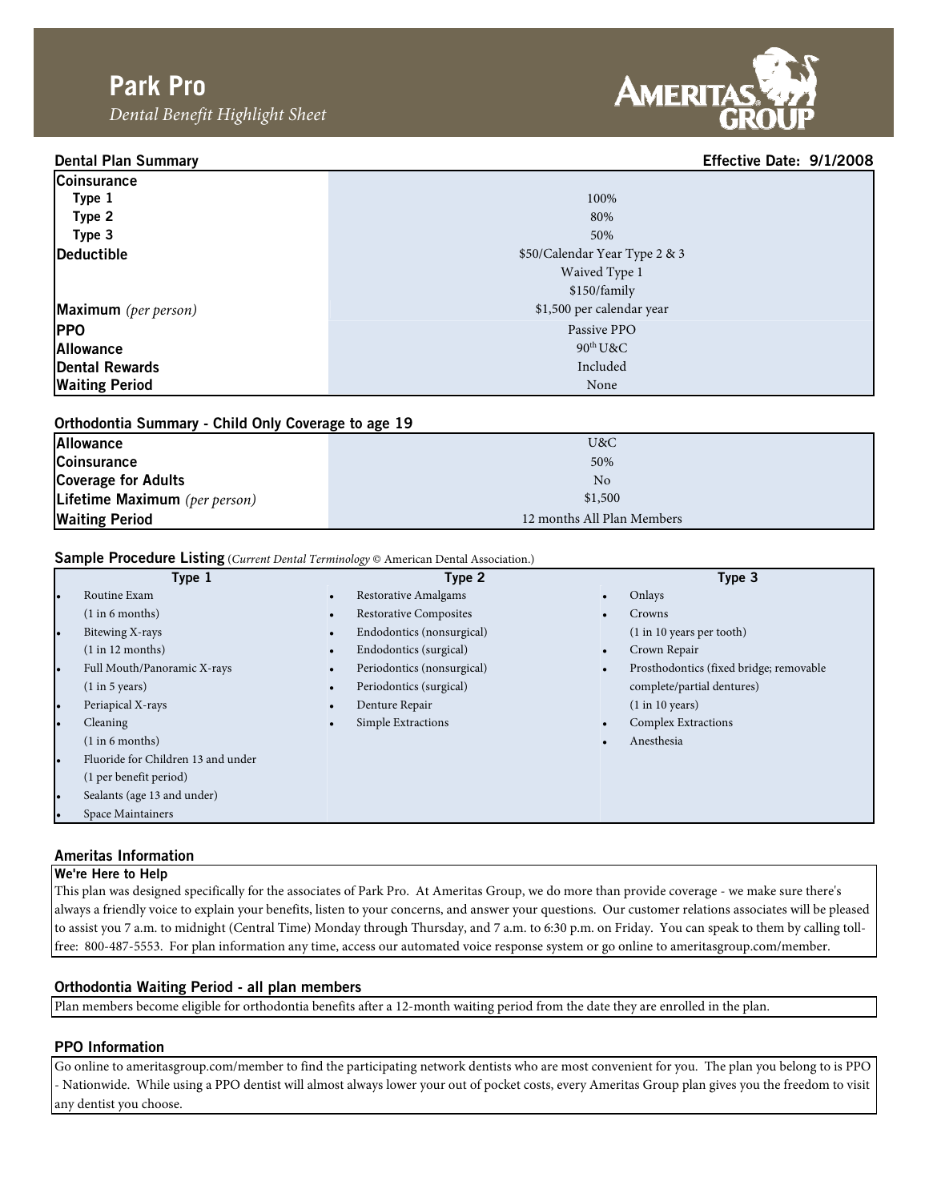# Park Pro

*Dental Benefit Highlight Sheet*

AMERITAS GROUP

## Dental Plan Summary

**Effective Date: 9/1/2008**

| | |
|---|---|
| **Coinsurance** | |
| Type 1 | 100% |
| Type 2 | 80% |
| Type 3 | 50% |
| **Deductible** | $50/Calendar Year Type 2 & 3<br>Waived Type 1<br>$150/family |
| **Maximum** *(per person)* | $1,500 per calendar year |
| **PPO** | Passive PPO |
| **Allowance** | 90th U&C |
| **Dental Rewards** | Included |
| **Waiting Period** | None |

## Orthodontia Summary - Child Only Coverage to age 19

| | |
|---|---|
| **Allowance** | U&C |
| **Coinsurance** | 50% |
| **Coverage for Adults** | No |
| **Lifetime Maximum** *(per person)* | $1,500 |
| **Waiting Period** | 12 months All Plan Members |

## Sample Procedure Listing (*Current Dental Terminology* © American Dental Association.)

| Type 1 | Type 2 | Type 3 |
|---|---|---|
| • Routine Exam (1 in 6 months) | • Restorative Amalgams | • Onlays |
| • Bitewing X-rays (1 in 12 months) | • Restorative Composites | • Crowns (1 in 10 years per tooth) |
| • Full Mouth/Panoramic X-rays (1 in 5 years) | • Endodontics (nonsurgical) | • Crown Repair |
| • Periapical X-rays | • Endodontics (surgical) | • Prosthodontics (fixed bridge; removable complete/partial dentures) (1 in 10 years) |
| • Cleaning (1 in 6 months) | • Periodontics (nonsurgical) | • Complex Extractions |
| • Fluoride for Children 13 and under (1 per benefit period) | • Periodontics (surgical) | • Anesthesia |
| • Sealants (age 13 and under) | • Denture Repair | |
| • Space Maintainers | • Simple Extractions | |

## Ameritas Information

### We're Here to Help

This plan was designed specifically for the associates of Park Pro. At Ameritas Group, we do more than provide coverage - we make sure there's always a friendly voice to explain your benefits, listen to your concerns, and answer your questions. Our customer relations associates will be pleased to assist you 7 a.m. to midnight (Central Time) Monday through Thursday, and 7 a.m. to 6:30 p.m. on Friday. You can speak to them by calling toll-free: 800-487-5553. For plan information any time, access our automated voice response system or go online to ameritasgroup.com/member.

## Orthodontia Waiting Period - all plan members

Plan members become eligible for orthodontia benefits after a 12-month waiting period from the date they are enrolled in the plan.

## PPO Information

Go online to ameritasgroup.com/member to find the participating network dentists who are most convenient for you. The plan you belong to is PPO - Nationwide. While using a PPO dentist will almost always lower your out of pocket costs, every Ameritas Group plan gives you the freedom to visit any dentist you choose.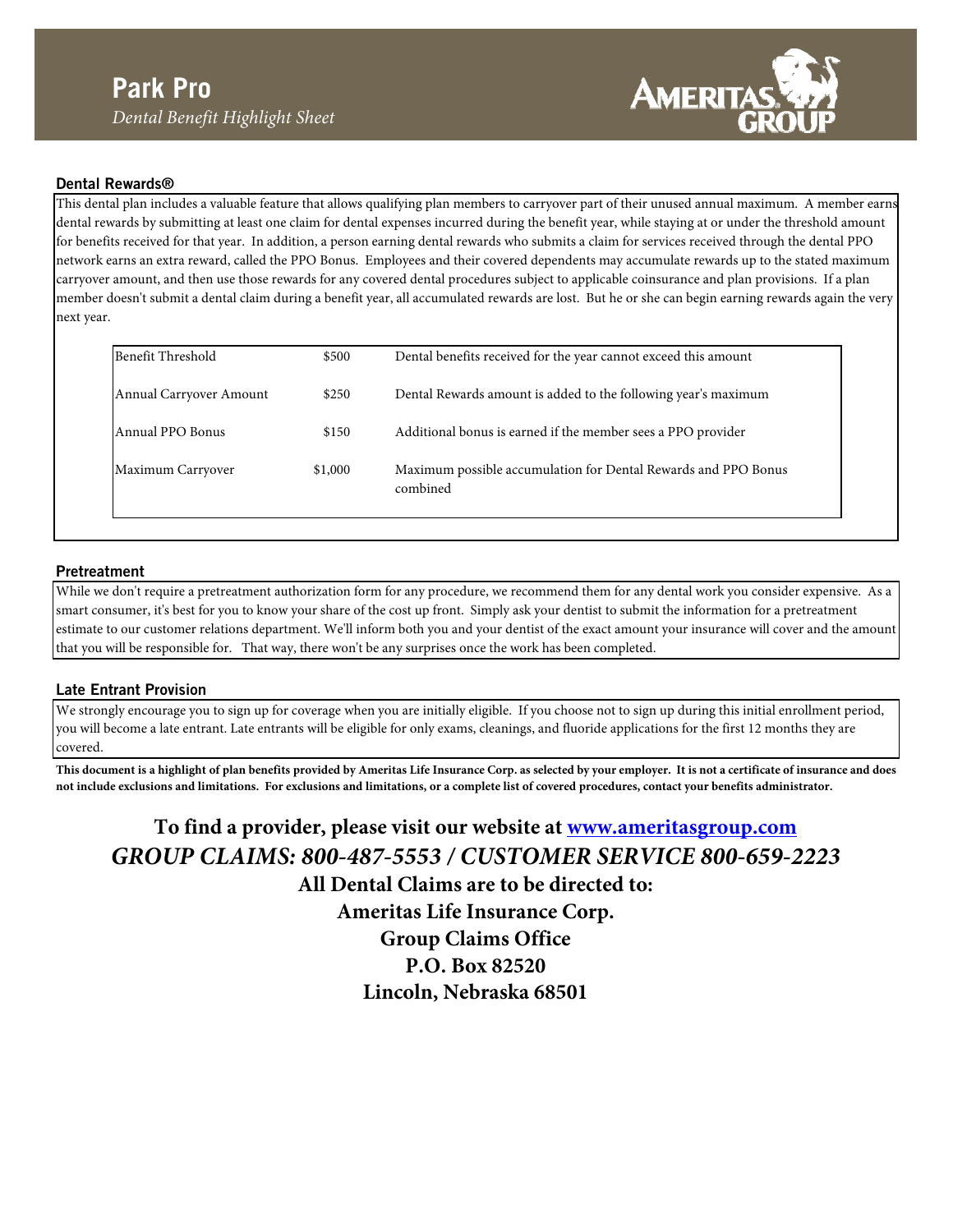# Park Pro

*Dental Benefit Highlight Sheet*

AMERITAS GROUP

## Dental Rewards®

This dental plan includes a valuable feature that allows qualifying plan members to carryover part of their unused annual maximum. A member earns dental rewards by submitting at least one claim for dental expenses incurred during the benefit year, while staying at or under the threshold amount for benefits received for that year. In addition, a person earning dental rewards who submits a claim for services received through the dental PPO network earns an extra reward, called the PPO Bonus. Employees and their covered dependents may accumulate rewards up to the stated maximum carryover amount, and then use those rewards for any covered dental procedures subject to applicable coinsurance and plan provisions. If a plan member doesn't submit a dental claim during a benefit year, all accumulated rewards are lost. But he or she can begin earning rewards again the very next year.

| | | |
|---|---|---|
| Benefit Threshold | $500 | Dental benefits received for the year cannot exceed this amount |
| Annual Carryover Amount | $250 | Dental Rewards amount is added to the following year's maximum |
| Annual PPO Bonus | $150 | Additional bonus is earned if the member sees a PPO provider |
| Maximum Carryover | $1,000 | Maximum possible accumulation for Dental Rewards and PPO Bonus combined |

## Pretreatment

While we don't require a pretreatment authorization form for any procedure, we recommend them for any dental work you consider expensive. As a smart consumer, it's best for you to know your share of the cost up front. Simply ask your dentist to submit the information for a pretreatment estimate to our customer relations department. We'll inform both you and your dentist of the exact amount your insurance will cover and the amount that you will be responsible for. That way, there won't be any surprises once the work has been completed.

## Late Entrant Provision

We strongly encourage you to sign up for coverage when you are initially eligible. If you choose not to sign up during this initial enrollment period, you will become a late entrant. Late entrants will be eligible for only exams, cleanings, and fluoride applications for the first 12 months they are covered.

**This document is a highlight of plan benefits provided by Ameritas Life Insurance Corp. as selected by your employer. It is not a certificate of insurance and does not include exclusions and limitations. For exclusions and limitations, or a complete list of covered procedures, contact your benefits administrator.**

**To find a provider, please visit our website at www.ameritasgroup.com**

***GROUP CLAIMS: 800-487-5553 / CUSTOMER SERVICE 800-659-2223***

**All Dental Claims are to be directed to:**

**Ameritas Life Insurance Corp.**

**Group Claims Office**

**P.O. Box 82520**

**Lincoln, Nebraska 68501**